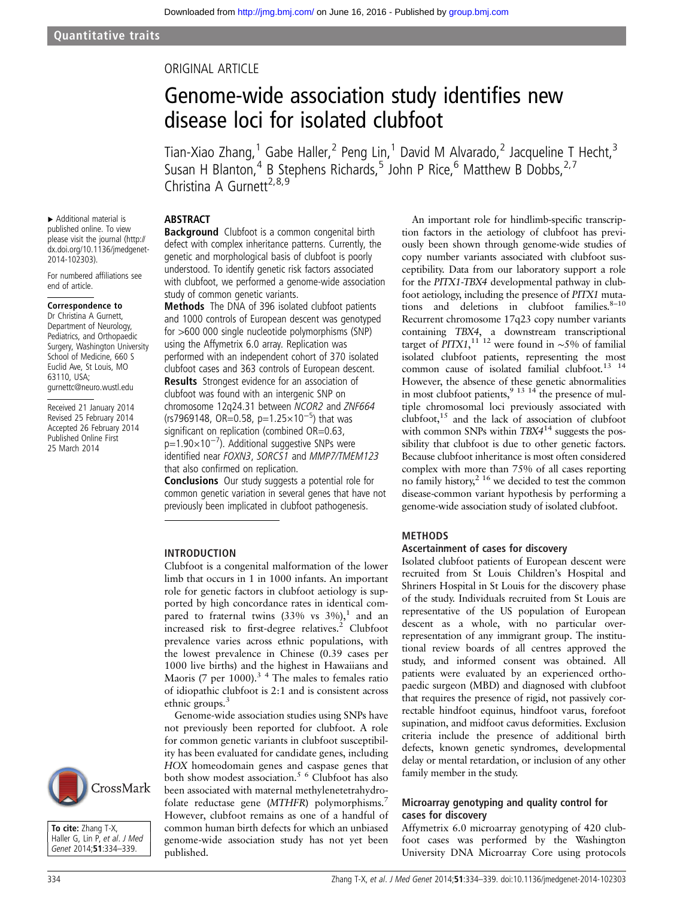Quantitative traits

ORIGINAL ARTICLE

# Genome-wide association study identifies new disease loci for isolated clubfoot

Tian-Xiao Zhang,[1] Gabe Haller,[2] Peng Lin,[1] David M Alvarado,[2] Jacqueline T Hecht,[3] Susan H Blanton,[4] B Stephens Richards,[5] John P Rice,[6] Matthew B Dobbs,[2,7] Christina A Gurnett[2,8,9]

► Additional material is published online. To view please visit the journal (http://dx.doi.org/10.1136/jmedgenet-2014-102303).

For numbered affiliations see end of article.

**Correspondence to**
Dr Christina A Gurnett, Department of Neurology, Pediatrics, and Orthopaedic Surgery, Washington University School of Medicine, 660 S Euclid Ave, St Louis, MO 63110, USA; gurnettc@neuro.wustl.edu

Received 21 January 2014
Revised 25 February 2014
Accepted 26 February 2014
Published Online First 25 March 2014

**To cite:** Zhang T-X, Haller G, Lin P, *et al*. *J Med Genet* 2014;**51**:334–339.

## ABSTRACT

**Background** Clubfoot is a common congenital birth defect with complex inheritance patterns. Currently, the genetic and morphological basis of clubfoot is poorly understood. To identify genetic risk factors associated with clubfoot, we performed a genome-wide association study of common genetic variants.

**Methods** The DNA of 396 isolated clubfoot patients and 1000 controls of European descent was genotyped for >600 000 single nucleotide polymorphisms (SNP) using the Affymetrix 6.0 array. Replication was performed with an independent cohort of 370 isolated clubfoot cases and 363 controls of European descent.

**Results** Strongest evidence for an association of clubfoot was found with an intergenic SNP on chromosome 12q24.31 between *NCOR2* and *ZNF664* (rs7969148, OR=0.58, $p=1.25\times10^{-5}$) that was significant on replication (combined OR=0.63, $p=1.90\times10^{-7}$). Additional suggestive SNPs were identified near *FOXN3*, *SORCS1* and *MMP7/TMEM123* that also confirmed on replication.

**Conclusions** Our study suggests a potential role for common genetic variation in several genes that have not previously been implicated in clubfoot pathogenesis.

## INTRODUCTION

Clubfoot is a congenital malformation of the lower limb that occurs in 1 in 1000 infants. An important role for genetic factors in clubfoot aetiology is supported by high concordance rates in identical compared to fraternal twins (33% vs 3%),[1] and an increased risk to first-degree relatives.[2] Clubfoot prevalence varies across ethnic populations, with the lowest prevalence in Chinese (0.39 cases per 1000 live births) and the highest in Hawaiians and Maoris (7 per 1000).[3 4] The males to females ratio of idiopathic clubfoot is 2:1 and is consistent across ethnic groups.[3]

Genome-wide association studies using SNPs have not previously been reported for clubfoot. A role for common genetic variants in clubfoot susceptibility has been evaluated for candidate genes, including *HOX* homeodomain genes and caspase genes that both show modest association.[5 6] Clubfoot has also been associated with maternal methylenetetrahydrofolate reductase gene (*MTHFR*) polymorphisms.[7] However, clubfoot remains as one of a handful of common human birth defects for which an unbiased genome-wide association study has not yet been published.

An important role for hindlimb-specific transcription factors in the aetiology of clubfoot has previously been shown through genome-wide studies of copy number variants associated with clubfoot susceptibility. Data from our laboratory support a role for the *PITX1-TBX4* developmental pathway in clubfoot aetiology, including the presence of *PITX1* mutations and deletions in clubfoot families.[8–10] Recurrent chromosome 17q23 copy number variants containing *TBX4*, a downstream transcriptional target of *PITX1*,[11 12] were found in ~5% of familial isolated clubfoot patients, representing the most common cause of isolated familial clubfoot.[13 14] However, the absence of these genetic abnormalities in most clubfoot patients,[9 13 14] the presence of multiple chromosomal loci previously associated with clubfoot,[15] and the lack of association of clubfoot with common SNPs within *TBX4*[14] suggests the possibility that clubfoot is due to other genetic factors. Because clubfoot inheritance is most often considered complex with more than 75% of all cases reporting no family history,[2 16] we decided to test the common disease-common variant hypothesis by performing a genome-wide association study of isolated clubfoot.

## METHODS

### Ascertainment of cases for discovery

Isolated clubfoot patients of European descent were recruited from St Louis Children's Hospital and Shriners Hospital in St Louis for the discovery phase of the study. Individuals recruited from St Louis are representative of the US population of European descent as a whole, with no particular overrepresentation of any immigrant group. The institutional review boards of all centres approved the study, and informed consent was obtained. All patients were evaluated by an experienced orthopaedic surgeon (MBD) and diagnosed with clubfoot that requires the presence of rigid, not passively correctable hindfoot equinus, hindfoot varus, forefoot supination, and midfoot cavus deformities. Exclusion criteria include the presence of additional birth defects, known genetic syndromes, developmental delay or mental retardation, or inclusion of any other family member in the study.

### Microarray genotyping and quality control for cases for discovery

Affymetrix 6.0 microarray genotyping of 420 clubfoot cases was performed by the Washington University DNA Microarray Core using protocols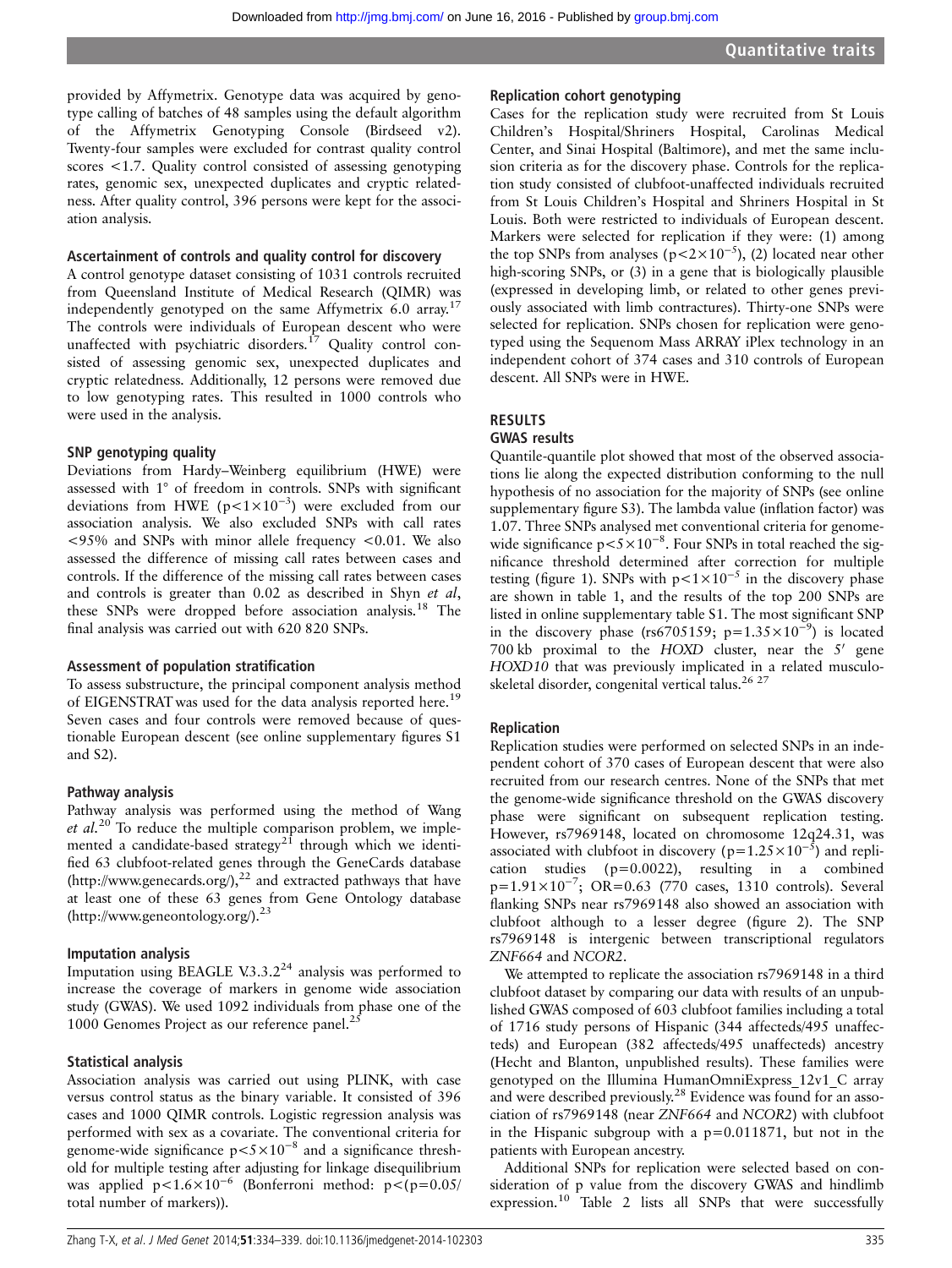provided by Affymetrix. Genotype data was acquired by genotype calling of batches of 48 samples using the default algorithm of the Affymetrix Genotyping Console (Birdseed v2). Twenty-four samples were excluded for contrast quality control scores <1.7. Quality control consisted of assessing genotyping rates, genomic sex, unexpected duplicates and cryptic relatedness. After quality control, 396 persons were kept for the association analysis.

### Ascertainment of controls and quality control for discovery

A control genotype dataset consisting of 1031 controls recruited from Queensland Institute of Medical Research (QIMR) was independently genotyped on the same Affymetrix 6.0 array.[17] The controls were individuals of European descent who were unaffected with psychiatric disorders.[17] Quality control consisted of assessing genomic sex, unexpected duplicates and cryptic relatedness. Additionally, 12 persons were removed due to low genotyping rates. This resulted in 1000 controls who were used in the analysis.

### SNP genotyping quality

Deviations from Hardy–Weinberg equilibrium (HWE) were assessed with 1° of freedom in controls. SNPs with significant deviations from HWE ($p<1\times10^{-3}$) were excluded from our association analysis. We also excluded SNPs with call rates <95% and SNPs with minor allele frequency <0.01. We also assessed the difference of missing call rates between cases and controls. If the difference of the missing call rates between cases and controls is greater than 0.02 as described in Shyn *et al*, these SNPs were dropped before association analysis.[18] The final analysis was carried out with 620 820 SNPs.

### Assessment of population stratification

To assess substructure, the principal component analysis method of EIGENSTRAT was used for the data analysis reported here.[19] Seven cases and four controls were removed because of questionable European descent (see online supplementary figures S1 and S2).

### Pathway analysis

Pathway analysis was performed using the method of Wang *et al*.[20] To reduce the multiple comparison problem, we implemented a candidate-based strategy[21] through which we identified 63 clubfoot-related genes through the GeneCards database (http://www.genecards.org/),[22] and extracted pathways that have at least one of these 63 genes from Gene Ontology database (http://www.geneontology.org/).[23]

### Imputation analysis

Imputation using BEAGLE V.3.3.2[24] analysis was performed to increase the coverage of markers in genome wide association study (GWAS). We used 1092 individuals from phase one of the 1000 Genomes Project as our reference panel.[25]

### Statistical analysis

Association analysis was carried out using PLINK, with case versus control status as the binary variable. It consisted of 396 cases and 1000 QIMR controls. Logistic regression analysis was performed with sex as a covariate. The conventional criteria for genome-wide significance $p<5\times10^{-8}$ and a significance threshold for multiple testing after adjusting for linkage disequilibrium was applied $p<1.6\times10^{-6}$ (Bonferroni method: $p<(p=0.05/\text{total number of markers})$).

### Replication cohort genotyping

Cases for the replication study were recruited from St Louis Children's Hospital/Shriners Hospital, Carolinas Medical Center, and Sinai Hospital (Baltimore), and met the same inclusion criteria as for the discovery phase. Controls for the replication study consisted of clubfoot-unaffected individuals recruited from St Louis Children's Hospital and Shriners Hospital in St Louis. Both were restricted to individuals of European descent. Markers were selected for replication if they were: (1) among the top SNPs from analyses ($p<2\times10^{-5}$), (2) located near other high-scoring SNPs, or (3) in a gene that is biologically plausible (expressed in developing limb, or related to other genes previously associated with limb contractures). Thirty-one SNPs were selected for replication. SNPs chosen for replication were genotyped using the Sequenom Mass ARRAY iPlex technology in an independent cohort of 374 cases and 310 controls of European descent. All SNPs were in HWE.

## RESULTS

### GWAS results

Quantile-quantile plot showed that most of the observed associations lie along the expected distribution conforming to the null hypothesis of no association for the majority of SNPs (see online supplementary figure S3). The lambda value (inflation factor) was 1.07. Three SNPs analysed met conventional criteria for genome-wide significance $p<5\times10^{-8}$. Four SNPs in total reached the significance threshold determined after correction for multiple testing (figure 1). SNPs with $p<1\times10^{-5}$ in the discovery phase are shown in table 1, and the results of the top 200 SNPs are listed in online supplementary table S1. The most significant SNP in the discovery phase (rs6705159; $p=1.35\times10^{-9}$) is located 700 kb proximal to the *HOXD* cluster, near the 5′ gene *HOXD10* that was previously implicated in a related musculoskeletal disorder, congenital vertical talus.[26,27]

### Replication

Replication studies were performed on selected SNPs in an independent cohort of 370 cases of European descent that were also recruited from our research centres. None of the SNPs that met the genome-wide significance threshold on the GWAS discovery phase were significant on subsequent replication testing. However, rs7969148, located on chromosome 12q24.31, was associated with clubfoot in discovery ($p=1.25\times10^{-5}$) and replication studies ($p=0.0022$), resulting in a combined $p=1.91\times10^{-7}$; OR=0.63 (770 cases, 1310 controls). Several flanking SNPs near rs7969148 also showed an association with clubfoot although to a lesser degree (figure 2). The SNP rs7969148 is intergenic between transcriptional regulators *ZNF664* and *NCOR2*.

We attempted to replicate the association rs7969148 in a third clubfoot dataset by comparing our data with results of an unpublished GWAS composed of 603 clubfoot families including a total of 1716 study persons of Hispanic (344 affecteds/495 unaffecteds) and European (382 affecteds/495 unaffecteds) ancestry (Hecht and Blanton, unpublished results). These families were genotyped on the Illumina HumanOmniExpress_12v1_C array and were described previously.[28] Evidence was found for an association of rs7969148 (near *ZNF664* and *NCOR2*) with clubfoot in the Hispanic subgroup with a $p=0.011871$, but not in the patients with European ancestry.

Additional SNPs for replication were selected based on consideration of p value from the discovery GWAS and hindlimb expression.[10] Table 2 lists all SNPs that were successfully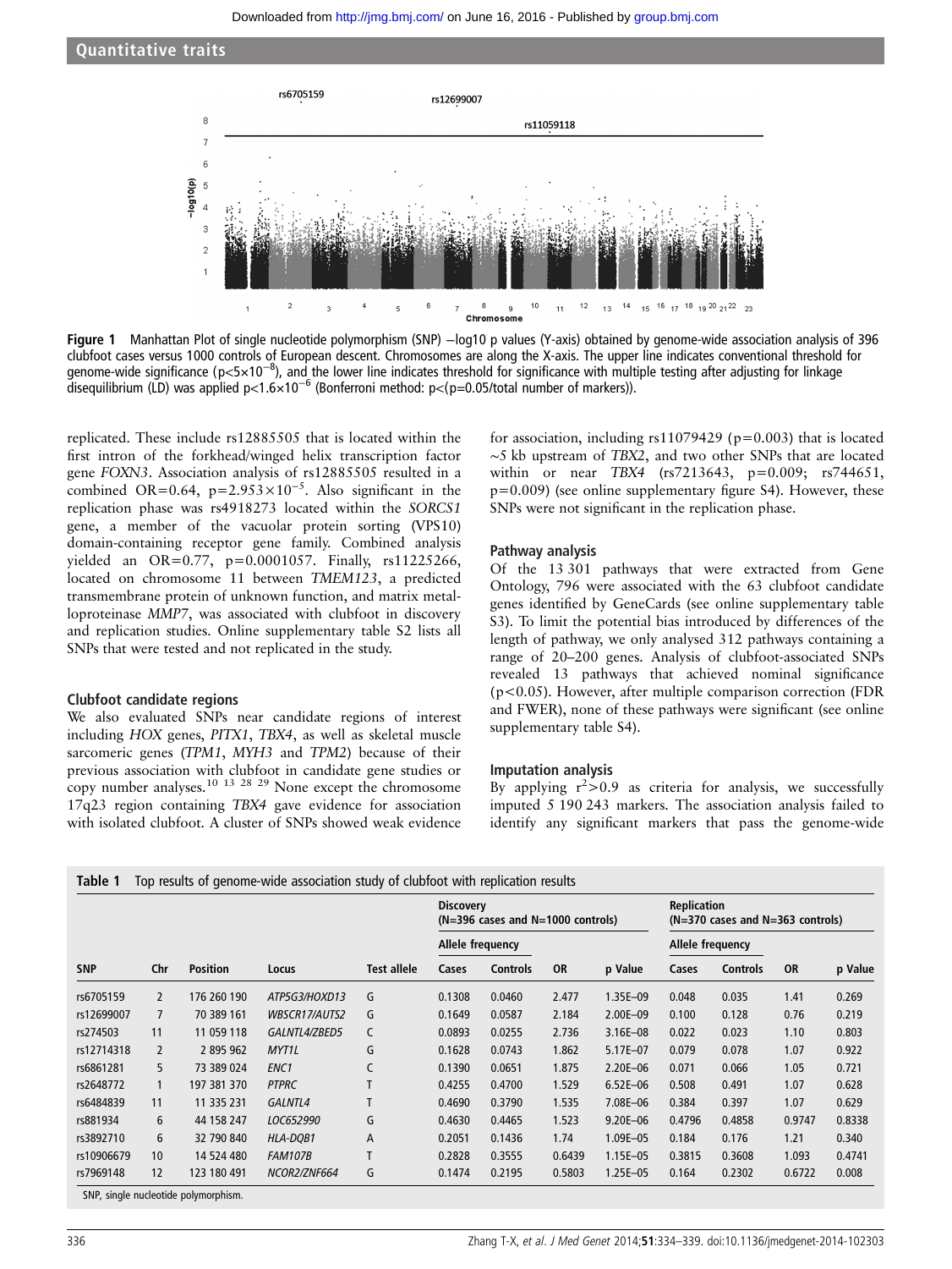Figure 1 Manhattan Plot of single nucleotide polymorphism (SNP) −log10 p values (Y-axis) obtained by genome-wide association analysis of 396 clubfoot cases versus 1000 controls of European descent. Chromosomes are along the X-axis. The upper line indicates conventional threshold for genome-wide significance ($p<5\times10^{-8}$), and the lower line indicates threshold for significance with multiple testing after adjusting for linkage disequilibrium (LD) was applied $p<1.6\times10^{-6}$ (Bonferroni method: $p<(p=0.05/\text{total number of markers})$).

replicated. These include rs12885505 that is located within the first intron of the forkhead/winged helix transcription factor gene *FOXN3*. Association analysis of rs12885505 resulted in a combined OR=0.64, $p=2.953\times10^{-5}$. Also significant in the replication phase was rs4918273 located within the *SORCS1* gene, a member of the vacuolar protein sorting (VPS10) domain-containing receptor gene family. Combined analysis yielded an OR=0.77, p=0.0001057. Finally, rs11225266, located on chromosome 11 between *TMEM123*, a predicted transmembrane protein of unknown function, and matrix metalloproteinase *MMP7*, was associated with clubfoot in discovery and replication studies. Online supplementary table S2 lists all SNPs that were tested and not replicated in the study.

### Clubfoot candidate regions

We also evaluated SNPs near candidate regions of interest including *HOX* genes, *PITX1*, *TBX4*, as well as skeletal muscle sarcomeric genes (*TPM1*, *MYH3* and *TPM2*) because of their previous association with clubfoot in candidate gene studies or copy number analyses.[10 13 28 29] None except the chromosome 17q23 region containing *TBX4* gave evidence for association with isolated clubfoot. A cluster of SNPs showed weak evidence for association, including rs11079429 (p=0.003) that is located ~5 kb upstream of *TBX2*, and two other SNPs that are located within or near *TBX4* (rs7213643, p=0.009; rs744651, p=0.009) (see online supplementary figure S4). However, these SNPs were not significant in the replication phase.

### Pathway analysis

Of the 13 301 pathways that were extracted from Gene Ontology, 796 were associated with the 63 clubfoot candidate genes identified by GeneCards (see online supplementary table S3). To limit the potential bias introduced by differences of the length of pathway, we only analysed 312 pathways containing a range of 20–200 genes. Analysis of clubfoot-associated SNPs revealed 13 pathways that achieved nominal significance ($p<0.05$). However, after multiple comparison correction (FDR and FWER), none of these pathways were significant (see online supplementary table S4).

### Imputation analysis

By applying $r^2>0.9$ as criteria for analysis, we successfully imputed 5 190 243 markers. The association analysis failed to identify any significant markers that pass the genome-wide

Table 1 Top results of genome-wide association study of clubfoot with replication results

| | | | | | Discovery (N=396 cases and N=1000 controls) | | | | Replication (N=370 cases and N=363 controls) | | | |
|---|---|---|---|---|---|---|---|---|---|---|---|---|
| | | | | | Allele frequency | | | | Allele frequency | | | |
| SNP | Chr | Position | Locus | Test allele | Cases | Controls | OR | p Value | Cases | Controls | OR | p Value |
| rs6705159 | 2 | 176 260 190 | *ATP5G3/HOXD13* | G | 0.1308 | 0.0460 | 2.477 | 1.35E−09 | 0.048 | 0.035 | 1.41 | 0.269 |
| rs12699007 | 7 | 70 389 161 | *WBSCR17/AUTS2* | G | 0.1649 | 0.0587 | 2.184 | 2.00E−09 | 0.100 | 0.128 | 0.76 | 0.219 |
| rs274503 | 11 | 11 059 118 | *GALNTL4/ZBED5* | C | 0.0893 | 0.0255 | 2.736 | 3.16E−08 | 0.022 | 0.023 | 1.10 | 0.803 |
| rs12714318 | 2 | 2 895 962 | *MYT1L* | G | 0.1628 | 0.0743 | 1.862 | 5.17E−07 | 0.079 | 0.078 | 1.07 | 0.922 |
| rs6861281 | 5 | 73 389 024 | *ENC1* | C | 0.1390 | 0.0651 | 1.875 | 2.20E−06 | 0.071 | 0.066 | 1.05 | 0.721 |
| rs2648772 | 1 | 197 381 370 | *PTPRC* | T | 0.4255 | 0.4700 | 1.529 | 6.52E−06 | 0.508 | 0.491 | 1.07 | 0.628 |
| rs6484839 | 11 | 11 335 231 | *GALNTL4* | T | 0.4690 | 0.3790 | 1.535 | 7.08E−06 | 0.384 | 0.397 | 1.07 | 0.629 |
| rs881934 | 6 | 44 158 247 | *LOC652990* | G | 0.4630 | 0.4465 | 1.523 | 9.20E−06 | 0.4796 | 0.4858 | 0.9747 | 0.8338 |
| rs3892710 | 6 | 32 790 840 | *HLA-DQB1* | A | 0.2051 | 0.1436 | 1.74 | 1.09E−05 | 0.184 | 0.176 | 1.21 | 0.340 |
| rs10906679 | 10 | 14 524 480 | *FAM107B* | T | 0.2828 | 0.3555 | 0.6439 | 1.15E−05 | 0.3815 | 0.3608 | 1.093 | 0.4741 |
| rs7969148 | 12 | 123 180 491 | *NCOR2/ZNF664* | G | 0.1474 | 0.2195 | 0.5803 | 1.25E−05 | 0.164 | 0.2302 | 0.6722 | 0.008 |

SNP, single nucleotide polymorphism.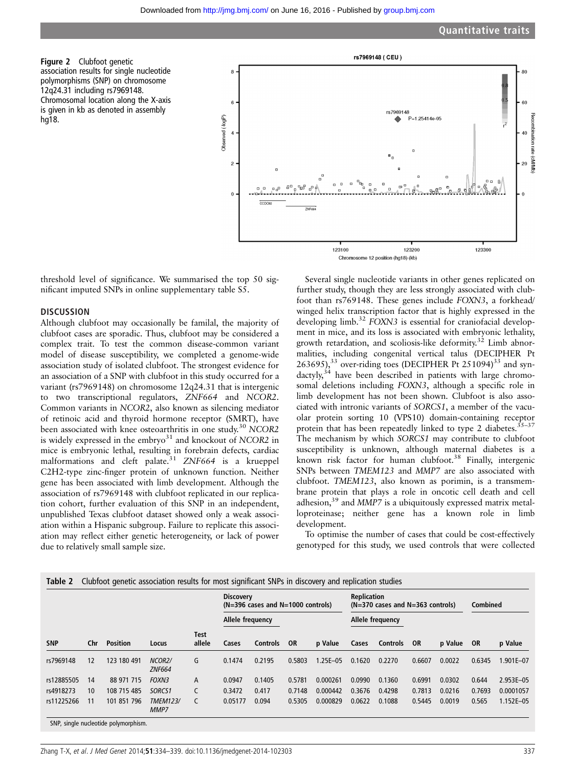**Figure 2** Clubfoot genetic association results for single nucleotide polymorphisms (SNP) on chromosome 12q24.31 including rs7969148. Chromosomal location along the X-axis is given in kb as denoted in assembly hg18.

threshold level of significance. We summarised the top 50 significant imputed SNPs in online supplementary table S5.

## DISCUSSION

Although clubfoot may occasionally be familal, the majority of clubfoot cases are sporadic. Thus, clubfoot may be considered a complex trait. To test the common disease-common variant model of disease susceptibility, we completed a genome-wide association study of isolated clubfoot. The strongest evidence for an association of a SNP with clubfoot in this study occurred for a variant (rs7969148) on chromosome 12q24.31 that is intergenic to two transcriptional regulators, *ZNF664* and *NCOR2*. Common variants in *NCOR2*, also known as silencing mediator of retinoic acid and thyroid hormone receptor (SMRT), have been associated with knee osteoarthritis in one study.[30] *NCOR2* is widely expressed in the embryo[31] and knockout of *NCOR2* in mice is embryonic lethal, resulting in forebrain defects, cardiac malformations and cleft palate.[31] *ZNF664* is a krueppel C2H2-type zinc-finger protein of unknown function. Neither gene has been associated with limb development. Although the association of rs7969148 with clubfoot replicated in our replication cohort, further evaluation of this SNP in an independent, unpublished Texas clubfoot dataset showed only a weak association within a Hispanic subgroup. Failure to replicate this association may reflect either genetic heterogeneity, or lack of power due to relatively small sample size.

Several single nucleotide variants in other genes replicated on further study, though they are less strongly associated with clubfoot than rs769148. These genes include *FOXN3*, a forkhead/winged helix transcription factor that is highly expressed in the developing limb.[32] *FOXN3* is essential for craniofacial development in mice, and its loss is associated with embryonic lethality, growth retardation, and scoliosis-like deformity.[32] Limb abnormalities, including congenital vertical talus (DECIPHER Pt 263695),[33] over-riding toes (DECIPHER Pt 251094)[33] and syndactyly,[34] have been described in patients with large chromosomal deletions including *FOXN3*, although a specific role in limb development has not been shown. Clubfoot is also associated with intronic variants of *SORCS1*, a member of the vacuolar protein sorting 10 (VPS10) domain-containing receptor protein that has been repeatedly linked to type 2 diabetes.[35–37] The mechanism by which *SORCS1* may contribute to clubfoot susceptibility is unknown, although maternal diabetes is a known risk factor for human clubfoot.[38] Finally, intergenic SNPs between *TMEM123* and *MMP7* are also associated with clubfoot. *TMEM123*, also known as porimin, is a transmembrane protein that plays a role in oncotic cell death and cell adhesion,[39] and *MMP7* is a ubiquitously expressed matrix metalloproteinase; neither gene has a known role in limb development.

To optimise the number of cases that could be cost-effectively genotyped for this study, we used controls that were collected

**Table 2** Clubfoot genetic association results for most significant SNPs in discovery and replication studies

| | | | | | Discovery (N=396 cases and N=1000 controls) | | | | Replication (N=370 cases and N=363 controls) | | | | Combined | |
|---|---|---|---|---|---|---|---|---|---|---|---|---|---|---|
| | | | | | Allele frequency | | | | Allele frequency | | | | | |
| SNP | Chr | Position | Locus | Test allele | Cases | Controls | OR | p Value | Cases | Controls | OR | p Value | OR | p Value |
| rs7969148 | 12 | 123 180 491 | *NCOR2/ ZNF664* | G | 0.1474 | 0.2195 | 0.5803 | 1.25E–05 | 0.1620 | 0.2270 | 0.6607 | 0.0022 | 0.6345 | 1.901E–07 |
| rs12885505 | 14 | 88 971 715 | *FOXN3* | A | 0.0947 | 0.1405 | 0.5781 | 0.000261 | 0.0990 | 0.1360 | 0.6991 | 0.0302 | 0.644 | 2.953E–05 |
| rs4918273 | 10 | 108 715 485 | *SORCS1* | C | 0.3472 | 0.417 | 0.7148 | 0.000442 | 0.3676 | 0.4298 | 0.7813 | 0.0216 | 0.7693 | 0.0001057 |
| rs11225266 | 11 | 101 851 796 | *TMEM123/ MMP7* | C | 0.05177 | 0.094 | 0.5305 | 0.000829 | 0.0622 | 0.1088 | 0.5445 | 0.0019 | 0.565 | 1.152E–05 |

SNP, single nucleotide polymorphism.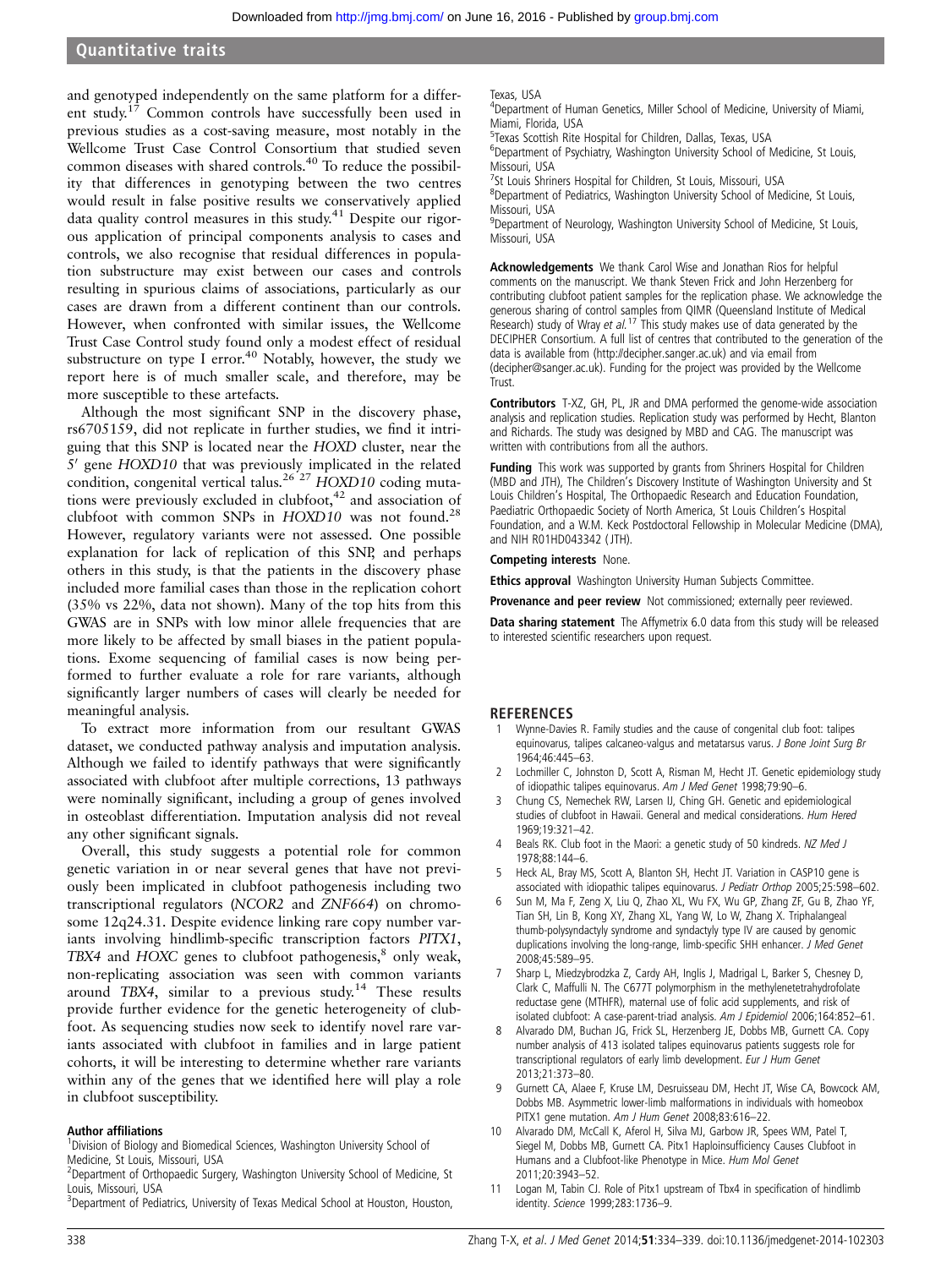and genotyped independently on the same platform for a different study.[17] Common controls have successfully been used in previous studies as a cost-saving measure, most notably in the Wellcome Trust Case Control Consortium that studied seven common diseases with shared controls.[40] To reduce the possibility that differences in genotyping between the two centres would result in false positive results we conservatively applied data quality control measures in this study.[41] Despite our rigorous application of principal components analysis to cases and controls, we also recognise that residual differences in population substructure may exist between our cases and controls resulting in spurious claims of associations, particularly as our cases are drawn from a different continent than our controls. However, when confronted with similar issues, the Wellcome Trust Case Control study found only a modest effect of residual substructure on type I error.[40] Notably, however, the study we report here is of much smaller scale, and therefore, may be more susceptible to these artefacts.

Although the most significant SNP in the discovery phase, rs6705159, did not replicate in further studies, we find it intriguing that this SNP is located near the *HOXD* cluster, near the 5′ gene *HOXD10* that was previously implicated in the related condition, congenital vertical talus.[26,27] *HOXD10* coding mutations were previously excluded in clubfoot,[42] and association of clubfoot with common SNPs in *HOXD10* was not found.[28] However, regulatory variants were not assessed. One possible explanation for lack of replication of this SNP, and perhaps others in this study, is that the patients in the discovery phase included more familial cases than those in the replication cohort (35% vs 22%, data not shown). Many of the top hits from this GWAS are in SNPs with low minor allele frequencies that are more likely to be affected by small biases in the patient populations. Exome sequencing of familial cases is now being performed to further evaluate a role for rare variants, although significantly larger numbers of cases will clearly be needed for meaningful analysis.

To extract more information from our resultant GWAS dataset, we conducted pathway analysis and imputation analysis. Although we failed to identify pathways that were significantly associated with clubfoot after multiple corrections, 13 pathways were nominally significant, including a group of genes involved in osteoblast differentiation. Imputation analysis did not reveal any other significant signals.

Overall, this study suggests a potential role for common genetic variation in or near several genes that have not previously been implicated in clubfoot pathogenesis including two transcriptional regulators (*NCOR2* and *ZNF664*) on chromosome 12q24.31. Despite evidence linking rare copy number variants involving hindlimb-specific transcription factors *PITX1*, *TBX4* and *HOXC* genes to clubfoot pathogenesis,[8] only weak, non-replicating association was seen with common variants around *TBX4*, similar to a previous study.[14] These results provide further evidence for the genetic heterogeneity of clubfoot. As sequencing studies now seek to identify novel rare variants associated with clubfoot in families and in large patient cohorts, it will be interesting to determine whether rare variants within any of the genes that we identified here will play a role in clubfoot susceptibility.

**Author affiliations**

[1]Division of Biology and Biomedical Sciences, Washington University School of Medicine, St Louis, Missouri, USA
[2]Department of Orthopaedic Surgery, Washington University School of Medicine, St Louis, Missouri, USA
[3]Department of Pediatrics, University of Texas Medical School at Houston, Houston, Texas, USA
[4]Department of Human Genetics, Miller School of Medicine, University of Miami, Miami, Florida, USA
[5]Texas Scottish Rite Hospital for Children, Dallas, Texas, USA
[6]Department of Psychiatry, Washington University School of Medicine, St Louis, Missouri, USA
[7]St Louis Shriners Hospital for Children, St Louis, Missouri, USA
[8]Department of Pediatrics, Washington University School of Medicine, St Louis, Missouri, USA
[9]Department of Neurology, Washington University School of Medicine, St Louis, Missouri, USA

**Acknowledgements** We thank Carol Wise and Jonathan Rios for helpful comments on the manuscript. We thank Steven Frick and John Herzenberg for contributing clubfoot patient samples for the replication phase. We acknowledge the generous sharing of control samples from QIMR (Queensland Institute of Medical Research) study of Wray *et al.*[17] This study makes use of data generated by the DECIPHER Consortium. A full list of centres that contributed to the generation of the data is available from (http://decipher.sanger.ac.uk) and via email from (decipher@sanger.ac.uk). Funding for the project was provided by the Wellcome Trust.

**Contributors** T-XZ, GH, PL, JR and DMA performed the genome-wide association analysis and replication studies. Replication study was performed by Hecht, Blanton and Richards. The study was designed by MBD and CAG. The manuscript was written with contributions from all the authors.

**Funding** This work was supported by grants from Shriners Hospital for Children (MBD and JTH), The Children's Discovery Institute of Washington University and St Louis Children's Hospital, The Orthopaedic Research and Education Foundation, Paediatric Orthopaedic Society of North America, St Louis Children's Hospital Foundation, and a W.M. Keck Postdoctoral Fellowship in Molecular Medicine (DMA), and NIH R01HD043342 (JTH).

**Competing interests** None.

**Ethics approval** Washington University Human Subjects Committee.

**Provenance and peer review** Not commissioned; externally peer reviewed.

**Data sharing statement** The Affymetrix 6.0 data from this study will be released to interested scientific researchers upon request.

## REFERENCES

1. Wynne-Davies R. Family studies and the cause of congenital club foot: talipes equinovarus, talipes calcaneo-valgus and metatarsus varus. *J Bone Joint Surg Br* 1964;46:445–63.
2. Lochmiller C, Johnston D, Scott A, Risman M, Hecht JT. Genetic epidemiology study of idiopathic talipes equinovarus. *Am J Med Genet* 1998;79:90–6.
3. Chung CS, Nemechek RW, Larsen IJ, Ching GH. Genetic and epidemiological studies of clubfoot in Hawaii. General and medical considerations. *Hum Hered* 1969;19:321–42.
4. Beals RK. Club foot in the Maori: a genetic study of 50 kindreds. *NZ Med J* 1978;88:144–6.
5. Heck AL, Bray MS, Scott A, Blanton SH, Hecht JT. Variation in CASP10 gene is associated with idiopathic talipes equinovarus. *J Pediatr Orthop* 2005;25:598–602.
6. Sun M, Ma F, Zeng X, Liu Q, Zhao XL, Wu FX, Wu GP, Zhang ZF, Gu B, Zhao YF, Tian SH, Lin B, Kong XY, Zhang XL, Yang W, Lo W, Zhang X. Triphalangeal thumb-polysyndactyly syndrome and syndactyly type IV are caused by genomic duplications involving the long-range, limb-specific SHH enhancer. *J Med Genet* 2008;45:589–95.
7. Sharp L, Miedzybrodzka Z, Cardy AH, Inglis J, Madrigal L, Barker S, Chesney D, Clark C, Maffulli N. The C677T polymorphism in the methylenetetrahydrofolate reductase gene (MTHFR), maternal use of folic acid supplements, and risk of isolated clubfoot: A case-parent-triad analysis. *Am J Epidemiol* 2006;164:852–61.
8. Alvarado DM, Buchan JG, Frick SL, Herzenberg JE, Dobbs MB, Gurnett CA. Copy number analysis of 413 isolated talipes equinovarus patients suggests role for transcriptional regulators of early limb development. *Eur J Hum Genet* 2013;21:373–80.
9. Gurnett CA, Alaee F, Kruse LM, Desruisseau DM, Hecht JT, Wise CA, Bowcock AM, Dobbs MB. Asymmetric lower-limb malformations in individuals with homeobox PITX1 gene mutation. *Am J Hum Genet* 2008;83:616–22.
10. Alvarado DM, McCall K, Aferol H, Silva MJ, Garbow JR, Spees WM, Patel T, Siegel M, Dobbs MB, Gurnett CA. Pitx1 Haploinsufficiency Causes Clubfoot in Humans and a Clubfoot-like Phenotype in Mice. *Hum Mol Genet* 2011;20:3943–52.
11. Logan M, Tabin CJ. Role of Pitx1 upstream of Tbx4 in specification of hindlimb identity. *Science* 1999;283:1736–9.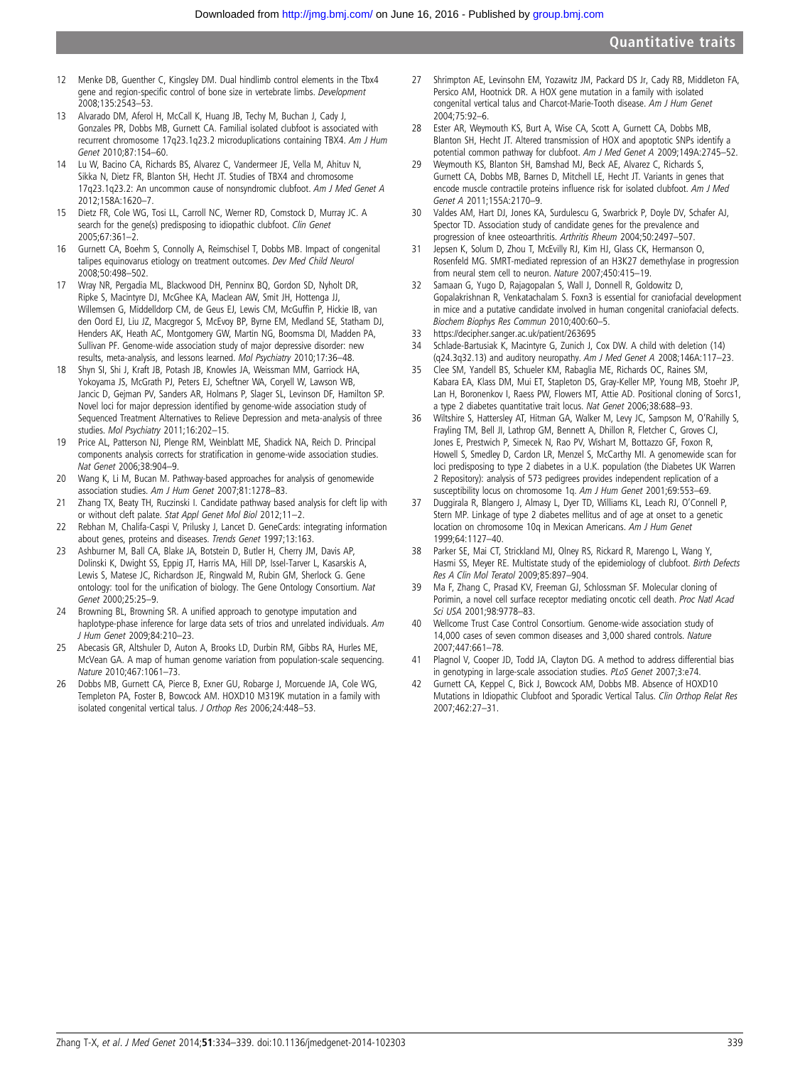12. Menke DB, Guenther C, Kingsley DM. Dual hindlimb control elements in the Tbx4 gene and region-specific control of bone size in vertebrate limbs. *Development* 2008;135:2543–53.
13. Alvarado DM, Aferol H, McCall K, Huang JB, Techy M, Buchan J, Cady J, Gonzales PR, Dobbs MB, Gurnett CA. Familial isolated clubfoot is associated with recurrent chromosome 17q23.1q23.2 microduplications containing TBX4. *Am J Hum Genet* 2010;87:154–60.
14. Lu W, Bacino CA, Richards BS, Alvarez C, Vandermeer JE, Vella M, Ahituv N, Sikka N, Dietz FR, Blanton SH, Hecht JT. Studies of TBX4 and chromosome 17q23.1q23.2: An uncommon cause of nonsyndromic clubfoot. *Am J Med Genet A* 2012;158A:1620–7.
15. Dietz FR, Cole WG, Tosi LL, Carroll NC, Werner RD, Comstock D, Murray JC. A search for the gene(s) predisposing to idiopathic clubfoot. *Clin Genet* 2005;67:361–2.
16. Gurnett CA, Boehm S, Connolly A, Reimschisel T, Dobbs MB. Impact of congenital talipes equinovarus etiology on treatment outcomes. *Dev Med Child Neurol* 2008;50:498–502.
17. Wray NR, Pergadia ML, Blackwood DH, Penninx BQ, Gordon SD, Nyholt DR, Ripke S, Macintyre DJ, McGhee KA, Maclean AW, Smit JH, Hottenga JJ, Willemsen G, Middeldorp CM, de Geus EJ, Lewis CM, McGuffin P, Hickie IB, van den Oord EJ, Liu JZ, Macgregor S, McEvoy BP, Byrne EM, Medland SE, Statham DJ, Henders AK, Heath AC, Montgomery GW, Martin NG, Boomsma DI, Madden PA, Sullivan PF. Genome-wide association study of major depressive disorder: new results, meta-analysis, and lessons learned. *Mol Psychiatry* 2010;17:36–48.
18. Shyn SI, Shi J, Kraft JB, Potash JB, Knowles JA, Weissman MM, Garriock HA, Yokoyama JS, McGrath PJ, Peters EJ, Scheftner WA, Coryell W, Lawson WB, Jancic D, Gejman PV, Sanders AR, Holmans P, Slager SL, Levinson DF, Hamilton SP. Novel loci for major depression identified by genome-wide association study of Sequenced Treatment Alternatives to Relieve Depression and meta-analysis of three studies. *Mol Psychiatry* 2011;16:202–15.
19. Price AL, Patterson NJ, Plenge RM, Weinblatt ME, Shadick NA, Reich D. Principal components analysis corrects for stratification in genome-wide association studies. *Nat Genet* 2006;38:904–9.
20. Wang K, Li M, Bucan M. Pathway-based approaches for analysis of genomewide association studies. *Am J Hum Genet* 2007;81:1278–83.
21. Zhang TX, Beaty TH, Ruczinski I. Candidate pathway based analysis for cleft lip with or without cleft palate. *Stat Appl Genet Mol Biol* 2012;11–2.
22. Rebhan M, Chalifa-Caspi V, Prilusky J, Lancet D. GeneCards: integrating information about genes, proteins and diseases. *Trends Genet* 1997;13:163.
23. Ashburner M, Ball CA, Blake JA, Botstein D, Butler H, Cherry JM, Davis AP, Dolinski K, Dwight SS, Eppig JT, Harris MA, Hill DP, Issel-Tarver L, Kasarskis A, Lewis S, Matese JC, Richardson JE, Ringwald M, Rubin GM, Sherlock G. Gene ontology: tool for the unification of biology. The Gene Ontology Consortium. *Nat Genet* 2000;25:25–9.
24. Browning BL, Browning SR. A unified approach to genotype imputation and haplotype-phase inference for large data sets of trios and unrelated individuals. *Am J Hum Genet* 2009;84:210–23.
25. Abecasis GR, Altshuler D, Auton A, Brooks LD, Durbin RM, Gibbs RA, Hurles ME, McVean GA. A map of human genome variation from population-scale sequencing. *Nature* 2010;467:1061–73.
26. Dobbs MB, Gurnett CA, Pierce B, Exner GU, Robarge J, Morcuende JA, Cole WG, Templeton PA, Foster B, Bowcock AM. HOXD10 M319K mutation in a family with isolated congenital vertical talus. *J Orthop Res* 2006;24:448–53.
27. Shrimpton AE, Levinsohn EM, Yozawitz JM, Packard DS Jr, Cady RB, Middleton FA, Persico AM, Hootnick DR. A HOX gene mutation in a family with isolated congenital vertical talus and Charcot-Marie-Tooth disease. *Am J Hum Genet* 2004;75:92–6.
28. Ester AR, Weymouth KS, Burt A, Wise CA, Scott A, Gurnett CA, Dobbs MB, Blanton SH, Hecht JT. Altered transmission of HOX and apoptotic SNPs identify a potential common pathway for clubfoot. *Am J Med Genet A* 2009;149A:2745–52.
29. Weymouth KS, Blanton SH, Bamshad MJ, Beck AE, Alvarez C, Richards S, Gurnett CA, Dobbs MB, Barnes D, Mitchell LE, Hecht JT. Variants in genes that encode muscle contractile proteins influence risk for isolated clubfoot. *Am J Med Genet A* 2011;155A:2170–9.
30. Valdes AM, Hart DJ, Jones KA, Surdulescu G, Swarbrick P, Doyle DV, Schafer AJ, Spector TD. Association study of candidate genes for the prevalence and progression of knee osteoarthritis. *Arthritis Rheum* 2004;50:2497–507.
31. Jepsen K, Solum D, Zhou T, McEvilly RJ, Kim HJ, Glass CK, Hermanson O, Rosenfeld MG. SMRT-mediated repression of an H3K27 demethylase in progression from neural stem cell to neuron. *Nature* 2007;450:415–19.
32. Samaan G, Yugo D, Rajagopalan S, Wall J, Donnell R, Goldowitz D, Gopalakrishnan R, Venkatachalam S. Foxn3 is essential for craniofacial development in mice and a putative candidate involved in human congenital craniofacial defects. *Biochem Biophys Res Commun* 2010;400:60–5.
33. https://decipher.sanger.ac.uk/patient/263695
34. Schlade-Bartusiak K, Macintyre G, Zunich J, Cox DW. A child with deletion (14)(q24.3q32.13) and auditory neuropathy. *Am J Med Genet A* 2008;146A:117–23.
35. Clee SM, Yandell BS, Schueler KM, Rabaglia ME, Richards OC, Raines SM, Kabara EA, Klass DM, Mui ET, Stapleton DS, Gray-Keller MP, Young MB, Stoehr JP, Lan H, Boronenkov I, Raess PW, Flowers MT, Attie AD. Positional cloning of Sorcs1, a type 2 diabetes quantitative trait locus. *Nat Genet* 2006;38:688–93.
36. Wiltshire S, Hattersley AT, Hitman GA, Walker M, Levy JC, Sampson M, O'Rahilly S, Frayling TM, Bell JI, Lathrop GM, Bennett A, Dhillon R, Fletcher C, Groves CJ, Jones E, Prestwich P, Simecek N, Rao PV, Wishart M, Bottazzo GF, Foxon R, Howell S, Smedley D, Cardon LR, Menzel S, McCarthy MI. A genomewide scan for loci predisposing to type 2 diabetes in a U.K. population (the Diabetes UK Warren 2 Repository): analysis of 573 pedigrees provides independent replication of a susceptibility locus on chromosome 1q. *Am J Hum Genet* 2001;69:553–69.
37. Duggirala R, Blangero J, Almasy L, Dyer TD, Williams KL, Leach RJ, O'Connell P, Stern MP. Linkage of type 2 diabetes mellitus and of age at onset to a genetic location on chromosome 10q in Mexican Americans. *Am J Hum Genet* 1999;64:1127–40.
38. Parker SE, Mai CT, Strickland MJ, Olney RS, Rickard R, Marengo L, Wang Y, Hasmi SS, Meyer RE. Multistate study of the epidemiology of clubfoot. *Birth Defects Res A Clin Mol Teratol* 2009;85:897–904.
39. Ma F, Zhang C, Prasad KV, Freeman GJ, Schlossman SF. Molecular cloning of Porimin, a novel cell surface receptor mediating oncotic cell death. *Proc Natl Acad Sci USA* 2001;98:9778–83.
40. Wellcome Trust Case Control Consortium. Genome-wide association study of 14,000 cases of seven common diseases and 3,000 shared controls. *Nature* 2007;447:661–78.
41. Plagnol V, Cooper JD, Todd JA, Clayton DG. A method to address differential bias in genotyping in large-scale association studies. *PLoS Genet* 2007;3:e74.
42. Gurnett CA, Keppel C, Bick J, Bowcock AM, Dobbs MB. Absence of HOXD10 Mutations in Idiopathic Clubfoot and Sporadic Vertical Talus. *Clin Orthop Relat Res* 2007;462:27–31.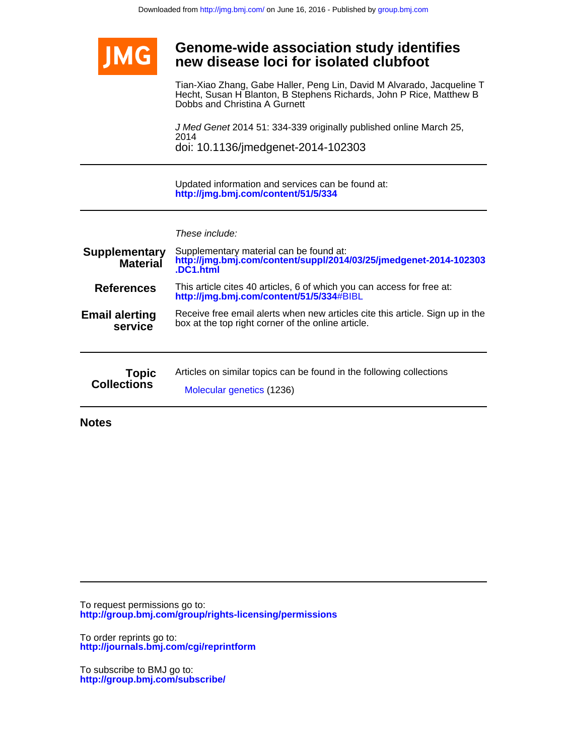Downloaded from http://jmg.bmj.com/ on June 16, 2016 - Published by group.bmj.com

JMG

# Genome-wide association study identifies new disease loci for isolated clubfoot

Tian-Xiao Zhang, Gabe Haller, Peng Lin, David M Alvarado, Jacqueline T Hecht, Susan H Blanton, B Stephens Richards, John P Rice, Matthew B Dobbs and Christina A Gurnett

*J Med Genet* 2014 51: 334-339 originally published online March 25, 2014
doi: 10.1136/jmedgenet-2014-102303

Updated information and services can be found at:
**http://jmg.bmj.com/content/51/5/334**

*These include:*

**Supplementary Material** — Supplementary material can be found at:
**http://jmg.bmj.com/content/suppl/2014/03/25/jmedgenet-2014-102303.DC1.html**

**References** — This article cites 40 articles, 6 of which you can access for free at:
**http://jmg.bmj.com/content/51/5/334**#BIBL

**Email alerting service** — Receive free email alerts when new articles cite this article. Sign up in the box at the top right corner of the online article.

**Topic Collections** — Articles on similar topics can be found in the following collections

Molecular genetics (1236)

## Notes

To request permissions go to:
**http://group.bmj.com/group/rights-licensing/permissions**

To order reprints go to:
**http://journals.bmj.com/cgi/reprintform**

To subscribe to BMJ go to:
**http://group.bmj.com/subscribe/**